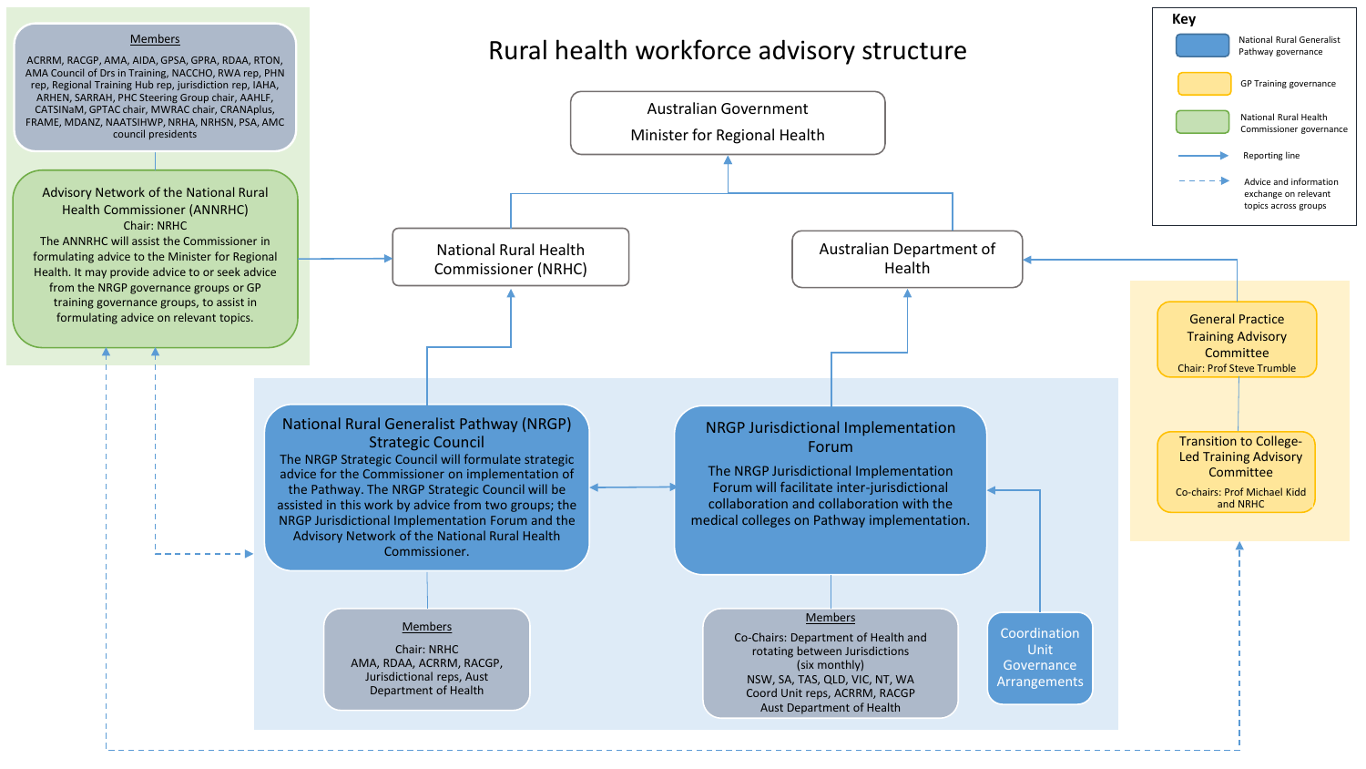# Rural health workforce advisory structure

**Key**

- National Rural Generalist Pathway governance
- GP Training governance
- National Rural Health Commissioner governance
- Reporting line
- Advice and information exchange on relevant topics across groups

## Australian Government
Minister for Regional Health

## National Rural Health Commissioner (NRHC)

## Australian Department of Health

## Advisory Network of the National Rural Health Commissioner (ANNRHC)

Chair: NRHC

The ANNRHC will assist the Commissioner in formulating advice to the Minister for Regional Health. It may provide advice to or seek advice from the NRGP governance groups or GP training governance groups, to assist in formulating advice on relevant topics.

**Members**

ACRRM, RACGP, AMA, AIDA, GPSA, GPRA, RDAA, RTON, AMA Council of Drs in Training, NACCHO, RWA rep, PHN rep, Regional Training Hub rep, jurisdiction rep, IAHA, ARHEN, SARRAH, PHC Steering Group chair, AAHLF, CATSINaM, GPTAC chair, MWRAC chair, CRANAplus, FRAME, MDANZ, NAATSIHWP, NRHA, NRHSN, PSA, AMC council presidents

## National Rural Generalist Pathway (NRGP) Strategic Council

The NRGP Strategic Council will formulate strategic advice for the Commissioner on implementation of the Pathway. The NRGP Strategic Council will be assisted in this work by advice from two groups; the NRGP Jurisdictional Implementation Forum and the Advisory Network of the National Rural Health Commissioner.

**Members**

Chair: NRHC
AMA, RDAA, ACRRM, RACGP, Jurisdictional reps, Aust Department of Health

## NRGP Jurisdictional Implementation Forum

The NRGP Jurisdictional Implementation Forum will facilitate inter-jurisdictional collaboration and collaboration with the medical colleges on Pathway implementation.

**Members**

Co-Chairs: Department of Health and rotating between Jurisdictions (six monthly)
NSW, SA, TAS, QLD, VIC, NT, WA
Coord Unit reps, ACRRM, RACGP
Aust Department of Health

## Coordination Unit Governance Arrangements

## General Practice Training Advisory Committee

Chair: Prof Steve Trumble

## Transition to College-Led Training Advisory Committee

Co-chairs: Prof Michael Kidd and NRHC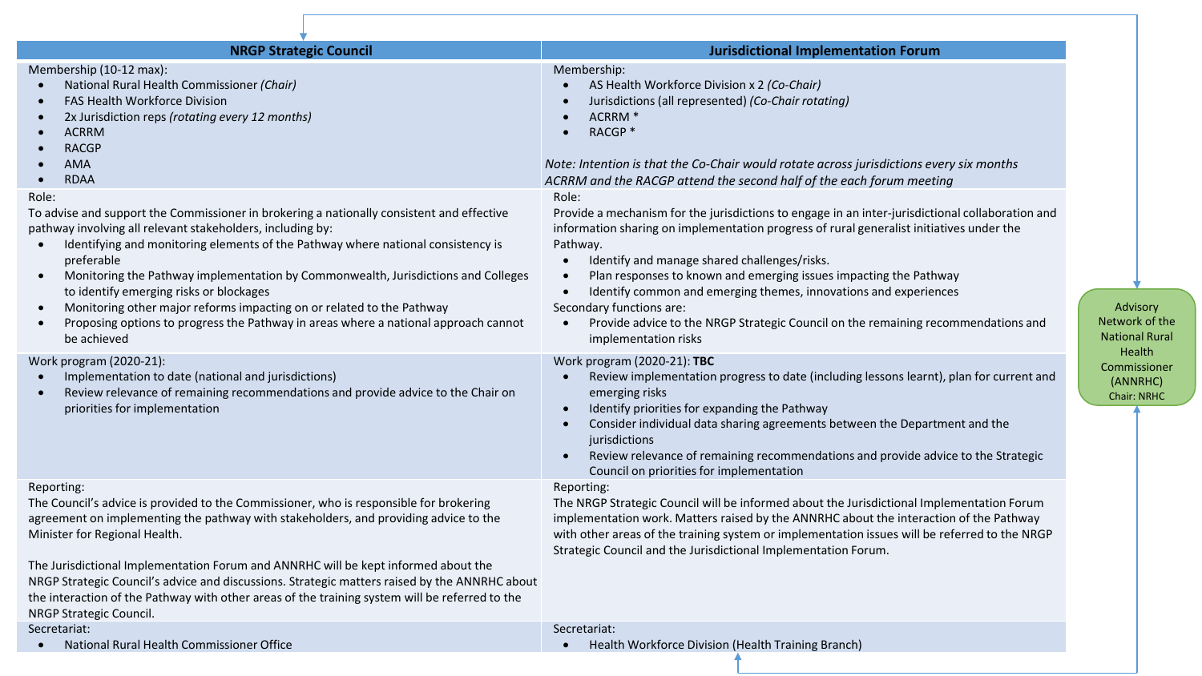| NRGP Strategic Council | Jurisdictional Implementation Forum |
|---|---|
| Membership (10-12 max):<br>• National Rural Health Commissioner *(Chair)*<br>• FAS Health Workforce Division<br>• 2x Jurisdiction reps *(rotating every 12 months)*<br>• ACRRM<br>• RACGP<br>• AMA<br>• RDAA | Membership:<br>• AS Health Workforce Division x 2 *(Co-Chair)*<br>• Jurisdictions (all represented) *(Co-Chair rotating)*<br>• ACRRM *<br>• RACGP *<br><br>*Note: Intention is that the Co-Chair would rotate across jurisdictions every six months*<br>*ACRRM and the RACGP attend the second half of the each forum meeting* |
| Role:<br>To advise and support the Commissioner in brokering a nationally consistent and effective pathway involving all relevant stakeholders, including by:<br>• Identifying and monitoring elements of the Pathway where national consistency is preferable<br>• Monitoring the Pathway implementation by Commonwealth, Jurisdictions and Colleges to identify emerging risks or blockages<br>• Monitoring other major reforms impacting on or related to the Pathway<br>• Proposing options to progress the Pathway in areas where a national approach cannot be achieved | Role:<br>Provide a mechanism for the jurisdictions to engage in an inter-jurisdictional collaboration and information sharing on implementation progress of rural generalist initiatives under the Pathway.<br>• Identify and manage shared challenges/risks.<br>• Plan responses to known and emerging issues impacting the Pathway<br>• Identify common and emerging themes, innovations and experiences<br>Secondary functions are:<br>• Provide advice to the NRGP Strategic Council on the remaining recommendations and implementation risks |
| Work program (2020-21):<br>• Implementation to date (national and jurisdictions)<br>• Review relevance of remaining recommendations and provide advice to the Chair on priorities for implementation | Work program (2020-21): **TBC**<br>• Review implementation progress to date (including lessons learnt), plan for current and emerging risks<br>• Identify priorities for expanding the Pathway<br>• Consider individual data sharing agreements between the Department and the jurisdictions<br>• Review relevance of remaining recommendations and provide advice to the Strategic Council on priorities for implementation |
| Reporting:<br>The Council's advice is provided to the Commissioner, who is responsible for brokering agreement on implementing the pathway with stakeholders, and providing advice to the Minister for Regional Health.<br><br>The Jurisdictional Implementation Forum and ANNRHC will be kept informed about the NRGP Strategic Council's advice and discussions. Strategic matters raised by the ANNRHC about the interaction of the Pathway with other areas of the training system will be referred to the NRGP Strategic Council. | Reporting:<br>The NRGP Strategic Council will be informed about the Jurisdictional Implementation Forum implementation work. Matters raised by the ANNRHC about the interaction of the Pathway with other areas of the training system or implementation issues will be referred to the NRGP Strategic Council and the Jurisdictional Implementation Forum. |
| Secretariat:<br>• National Rural Health Commissioner Office | Secretariat:<br>• Health Workforce Division (Health Training Branch) |

Advisory Network of the National Rural Health Commissioner (ANNRHC)
Chair: NRHC